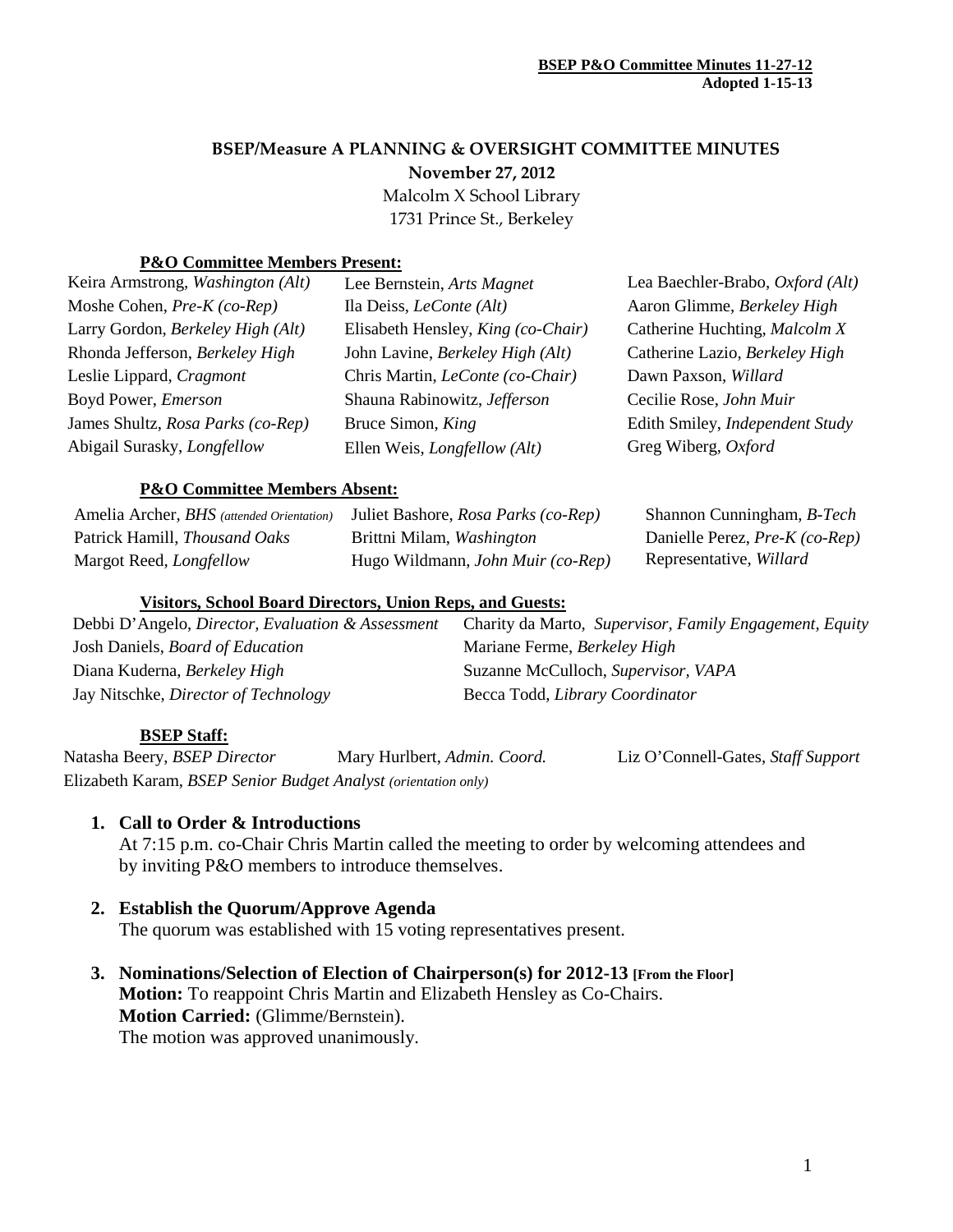**BSEP P&O Committee Minutes 11-27-12**
**Adopted 1-15-13**

# BSEP/Measure A PLANNING & OVERSIGHT COMMITTEE MINUTES

**November 27, 2012**

Malcolm X School Library
1731 Prince St., Berkeley

### P&O Committee Members Present:

| | | |
|---|---|---|
| Keira Armstrong, *Washington (Alt)* | Lee Bernstein, *Arts Magnet* | Lea Baechler-Brabo, *Oxford (Alt)* |
| Moshe Cohen, *Pre-K (co-Rep)* | Ila Deiss, *LeConte (Alt)* | Aaron Glimme, *Berkeley High* |
| Larry Gordon, *Berkeley High (Alt)* | Elisabeth Hensley, *King (co-Chair)* | Catherine Huchting, *Malcolm X* |
| Rhonda Jefferson, *Berkeley High* | John Lavine, *Berkeley High (Alt)* | Catherine Lazio, *Berkeley High* |
| Leslie Lippard, *Cragmont* | Chris Martin, *LeConte (co-Chair)* | Dawn Paxson, *Willard* |
| Boyd Power, *Emerson* | Shauna Rabinowitz, *Jefferson* | Cecilie Rose, *John Muir* |
| James Shultz, *Rosa Parks (co-Rep)* | Bruce Simon, *King* | Edith Smiley, *Independent Study* |
| Abigail Surasky, *Longfellow* | Ellen Weis, *Longfellow (Alt)* | Greg Wiberg, *Oxford* |

### P&O Committee Members Absent:

| | | |
|---|---|---|
| Amelia Archer, *BHS (attended Orientation)* | Juliet Bashore, *Rosa Parks (co-Rep)* | Shannon Cunningham, *B-Tech* |
| Patrick Hamill, *Thousand Oaks* | Brittni Milam, *Washington* | Danielle Perez, *Pre-K (co-Rep)* |
| Margot Reed, *Longfellow* | Hugo Wildmann, *John Muir (co-Rep)* | Representative, *Willard* |

### Visitors, School Board Directors, Union Reps, and Guests:

| | |
|---|---|
| Debbi D'Angelo, *Director, Evaluation & Assessment* | Charity da Marto, *Supervisor, Family Engagement, Equity* |
| Josh Daniels, *Board of Education* | Mariane Ferme, *Berkeley High* |
| Diana Kuderna, *Berkeley High* | Suzanne McCulloch, *Supervisor, VAPA* |
| Jay Nitschke, *Director of Technology* | Becca Todd, *Library Coordinator* |

### BSEP Staff:

| | | |
|---|---|---|
| Natasha Beery, *BSEP Director* | Mary Hurlbert, *Admin. Coord.* | Liz O'Connell-Gates, *Staff Support* |
| Elizabeth Karam, *BSEP Senior Budget Analyst (orientation only)* | | |

1. **Call to Order & Introductions**
   At 7:15 p.m. co-Chair Chris Martin called the meeting to order by welcoming attendees and by inviting P&O members to introduce themselves.

2. **Establish the Quorum/Approve Agenda**
   The quorum was established with 15 voting representatives present.

3. **Nominations/Selection of Election of Chairperson(s) for 2012-13 [From the Floor]**
   **Motion:** To reappoint Chris Martin and Elizabeth Hensley as Co-Chairs.
   **Motion Carried:** (Glimme/Bernstein).
   The motion was approved unanimously.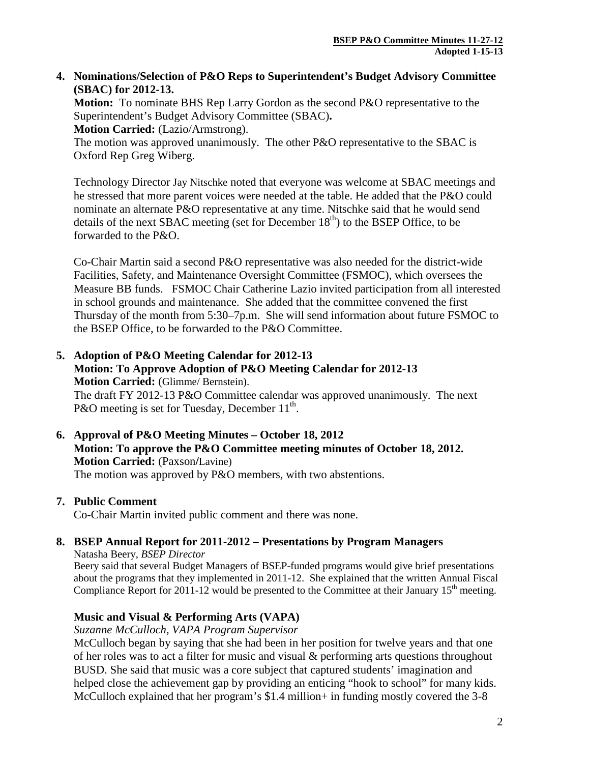**4. Nominations/Selection of P&O Reps to Superintendent's Budget Advisory Committee (SBAC) for 2012-13.**

**Motion:** To nominate BHS Rep Larry Gordon as the second P&O representative to the Superintendent's Budget Advisory Committee (SBAC)**.**

**Motion Carried:** (Lazio/Armstrong).

The motion was approved unanimously. The other P&O representative to the SBAC is Oxford Rep Greg Wiberg.

Technology Director Jay Nitschke noted that everyone was welcome at SBAC meetings and he stressed that more parent voices were needed at the table. He added that the P&O could nominate an alternate P&O representative at any time. Nitschke said that he would send details of the next SBAC meeting (set for December 18th) to the BSEP Office, to be forwarded to the P&O.

Co-Chair Martin said a second P&O representative was also needed for the district-wide Facilities, Safety, and Maintenance Oversight Committee (FSMOC), which oversees the Measure BB funds. FSMOC Chair Catherine Lazio invited participation from all interested in school grounds and maintenance. She added that the committee convened the first Thursday of the month from 5:30–7p.m. She will send information about future FSMOC to the BSEP Office, to be forwarded to the P&O Committee.

**5. Adoption of P&O Meeting Calendar for 2012-13**

**Motion: To Approve Adoption of P&O Meeting Calendar for 2012-13**

**Motion Carried:** (Glimme/ Bernstein).

The draft FY 2012-13 P&O Committee calendar was approved unanimously. The next P&O meeting is set for Tuesday, December 11th.

**6. Approval of P&O Meeting Minutes – October 18, 2012**

**Motion: To approve the P&O Committee meeting minutes of October 18, 2012.**

**Motion Carried:** (Paxson/Lavine)

The motion was approved by P&O members, with two abstentions.

**7. Public Comment**

Co-Chair Martin invited public comment and there was none.

**8. BSEP Annual Report for 2011-2012 – Presentations by Program Managers**

Natasha Beery, *BSEP Director*

Beery said that several Budget Managers of BSEP-funded programs would give brief presentations about the programs that they implemented in 2011-12. She explained that the written Annual Fiscal Compliance Report for 2011-12 would be presented to the Committee at their January 15th meeting.

**Music and Visual & Performing Arts (VAPA)**

*Suzanne McCulloch, VAPA Program Supervisor*

McCulloch began by saying that she had been in her position for twelve years and that one of her roles was to act a filter for music and visual & performing arts questions throughout BUSD. She said that music was a core subject that captured students' imagination and helped close the achievement gap by providing an enticing "hook to school" for many kids. McCulloch explained that her program's $1.4 million+ in funding mostly covered the 3-8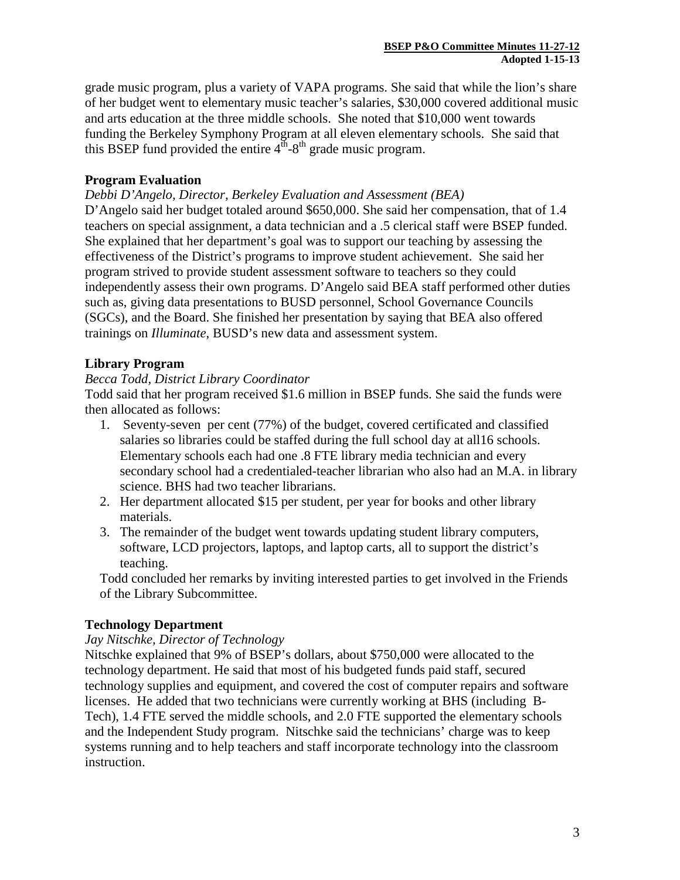grade music program, plus a variety of VAPA programs. She said that while the lion's share of her budget went to elementary music teacher's salaries, $30,000 covered additional music and arts education at the three middle schools. She noted that $10,000 went towards funding the Berkeley Symphony Program at all eleven elementary schools. She said that this BSEP fund provided the entire 4th-8th grade music program.

**Program Evaluation**

*Debbi D'Angelo, Director, Berkeley Evaluation and Assessment (BEA)*

D'Angelo said her budget totaled around $650,000. She said her compensation, that of 1.4 teachers on special assignment, a data technician and a .5 clerical staff were BSEP funded. She explained that her department's goal was to support our teaching by assessing the effectiveness of the District's programs to improve student achievement. She said her program strived to provide student assessment software to teachers so they could independently assess their own programs. D'Angelo said BEA staff performed other duties such as, giving data presentations to BUSD personnel, School Governance Councils (SGCs), and the Board. She finished her presentation by saying that BEA also offered trainings on *Illuminate*, BUSD's new data and assessment system.

**Library Program**

*Becca Todd, District Library Coordinator*

Todd said that her program received $1.6 million in BSEP funds. She said the funds were then allocated as follows:

1. Seventy-seven per cent (77%) of the budget, covered certificated and classified salaries so libraries could be staffed during the full school day at all16 schools. Elementary schools each had one .8 FTE library media technician and every secondary school had a credentialed-teacher librarian who also had an M.A. in library science. BHS had two teacher librarians.
2. Her department allocated $15 per student, per year for books and other library materials.
3. The remainder of the budget went towards updating student library computers, software, LCD projectors, laptops, and laptop carts, all to support the district's teaching.

Todd concluded her remarks by inviting interested parties to get involved in the Friends of the Library Subcommittee.

**Technology Department**

*Jay Nitschke, Director of Technology*

Nitschke explained that 9% of BSEP's dollars, about $750,000 were allocated to the technology department. He said that most of his budgeted funds paid staff, secured technology supplies and equipment, and covered the cost of computer repairs and software licenses. He added that two technicians were currently working at BHS (including B-Tech), 1.4 FTE served the middle schools, and 2.0 FTE supported the elementary schools and the Independent Study program. Nitschke said the technicians' charge was to keep systems running and to help teachers and staff incorporate technology into the classroom instruction.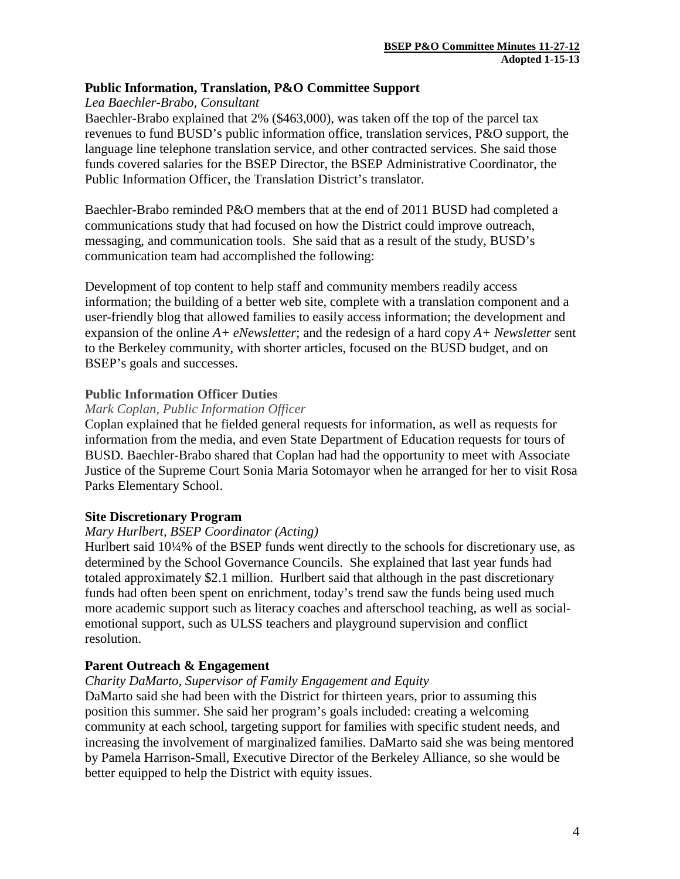## Public Information, Translation, P&O Committee Support

*Lea Baechler-Brabo, Consultant*

Baechler-Brabo explained that 2% ($463,000), was taken off the top of the parcel tax revenues to fund BUSD's public information office, translation services, P&O support, the language line telephone translation service, and other contracted services. She said those funds covered salaries for the BSEP Director, the BSEP Administrative Coordinator, the Public Information Officer, the Translation District's translator.

Baechler-Brabo reminded P&O members that at the end of 2011 BUSD had completed a communications study that had focused on how the District could improve outreach, messaging, and communication tools. She said that as a result of the study, BUSD's communication team had accomplished the following:

Development of top content to help staff and community members readily access information; the building of a better web site, complete with a translation component and a user-friendly blog that allowed families to easily access information; the development and expansion of the online *A+ eNewsletter*; and the redesign of a hard copy *A+ Newsletter* sent to the Berkeley community, with shorter articles, focused on the BUSD budget, and on BSEP's goals and successes.

### Public Information Officer Duties

*Mark Coplan, Public Information Officer*

Coplan explained that he fielded general requests for information, as well as requests for information from the media, and even State Department of Education requests for tours of BUSD. Baechler-Brabo shared that Coplan had had the opportunity to meet with Associate Justice of the Supreme Court Sonia Maria Sotomayor when he arranged for her to visit Rosa Parks Elementary School.

## Site Discretionary Program

*Mary Hurlbert, BSEP Coordinator (Acting)*

Hurlbert said 10¼% of the BSEP funds went directly to the schools for discretionary use, as determined by the School Governance Councils. She explained that last year funds had totaled approximately $2.1 million. Hurlbert said that although in the past discretionary funds had often been spent on enrichment, today's trend saw the funds being used much more academic support such as literacy coaches and afterschool teaching, as well as social-emotional support, such as ULSS teachers and playground supervision and conflict resolution.

## Parent Outreach & Engagement

*Charity DaMarto, Supervisor of Family Engagement and Equity*

DaMarto said she had been with the District for thirteen years, prior to assuming this position this summer. She said her program's goals included: creating a welcoming community at each school, targeting support for families with specific student needs, and increasing the involvement of marginalized families. DaMarto said she was being mentored by Pamela Harrison-Small, Executive Director of the Berkeley Alliance, so she would be better equipped to help the District with equity issues.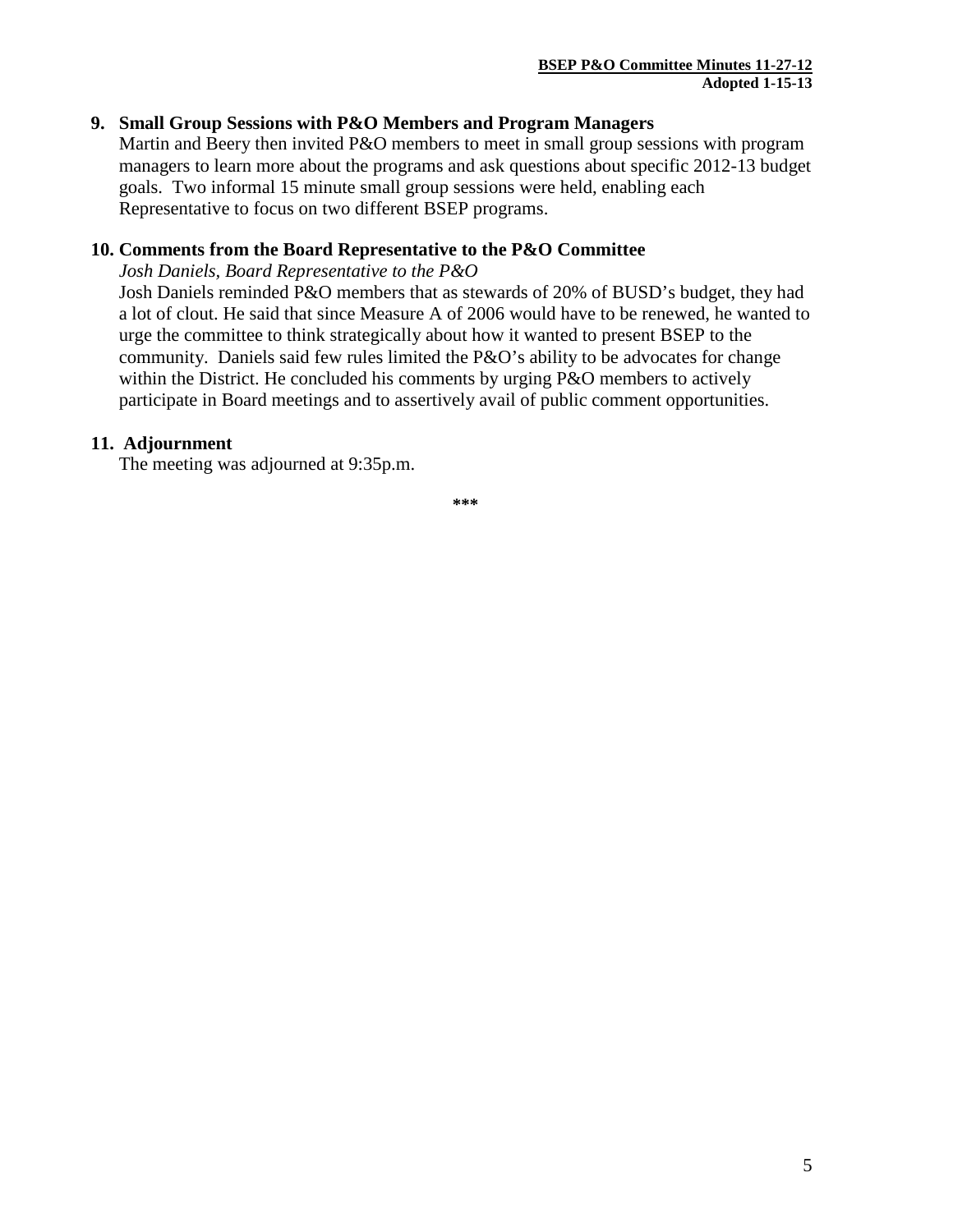**9. Small Group Sessions with P&O Members and Program Managers**

Martin and Beery then invited P&O members to meet in small group sessions with program managers to learn more about the programs and ask questions about specific 2012-13 budget goals. Two informal 15 minute small group sessions were held, enabling each Representative to focus on two different BSEP programs.

**10. Comments from the Board Representative to the P&O Committee**

*Josh Daniels, Board Representative to the P&O*

Josh Daniels reminded P&O members that as stewards of 20% of BUSD's budget, they had a lot of clout. He said that since Measure A of 2006 would have to be renewed, he wanted to urge the committee to think strategically about how it wanted to present BSEP to the community. Daniels said few rules limited the P&O's ability to be advocates for change within the District. He concluded his comments by urging P&O members to actively participate in Board meetings and to assertively avail of public comment opportunities.

**11. Adjournment**

The meeting was adjourned at 9:35p.m.

\*\*\*